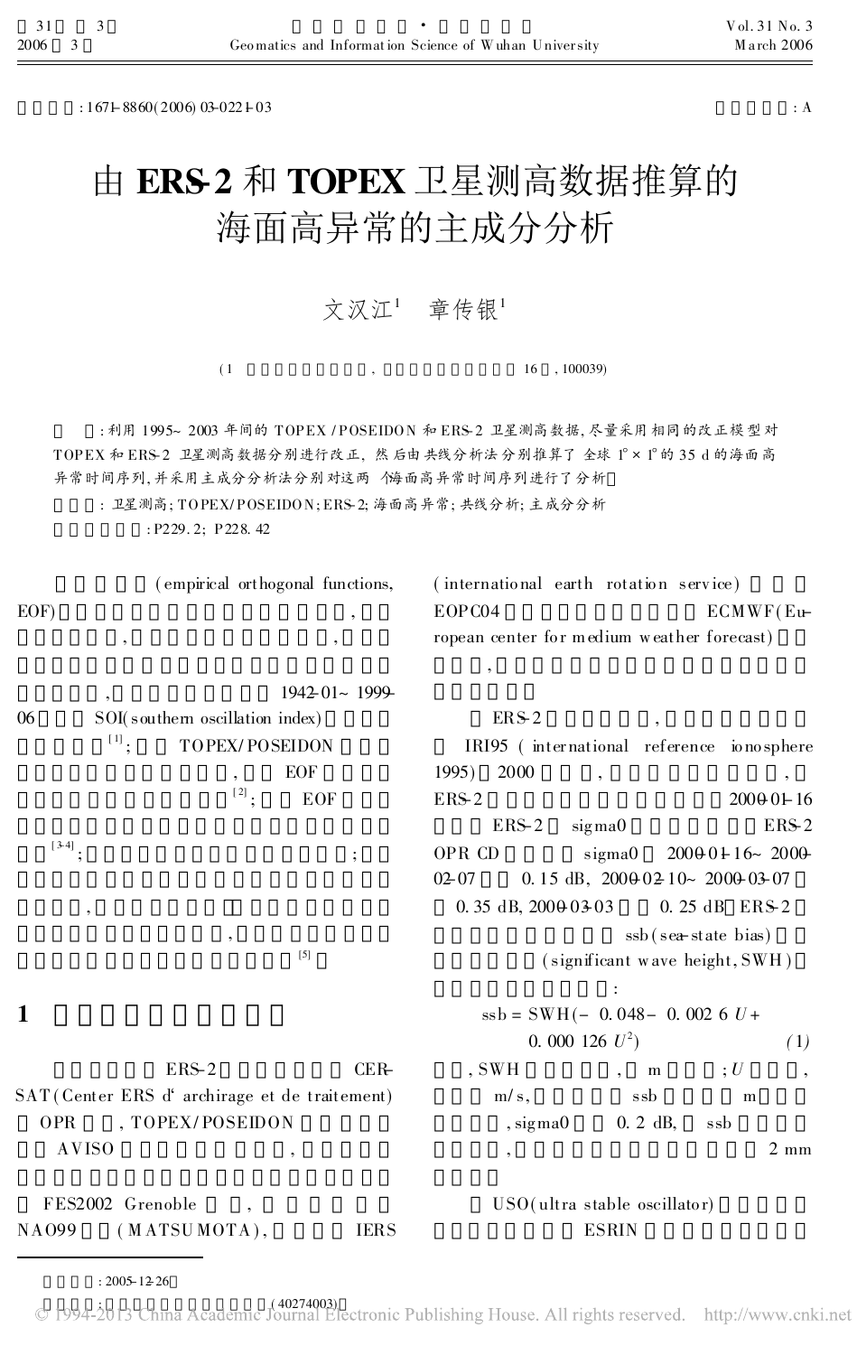: 1671-8860(2006)03-0221-03

: A

# 由 ERS-2 和 TOPEX 卫星测高数据推算的海面高异常的主成分分析

文汉江[1] 章传银[1]

(1 , 16 , 100039)

: 利用 1995~ 2003 年间的 TOPEX /POSEIDON 和 ERS-2 卫星测高数据, 尽量采用相同的改正模型对 TOPEX 和 ERS-2 卫星测高数据分别进行改正, 然后由共线分析法分别推算了全球 1°× 1°的 35 d 的海面高异常时间序列, 并采用主成分分析法分别对这两个海面高异常时间序列进行了分析。

: 卫星测高; TOPEX/POSEIDON; ERS-2; 海面高异常; 共线分析; 主成分分析

: P229.2; P228.42

(empirical orthogonal functions, EOF) , , , , 1942-01~ 1999-06 SOI(southern oscillation index) [1]; TOPEX/POSEIDON , EOF [2]; EOF [3-4]; ; , , [5]

## 1

ERS-2 CERSAT(Center ERS d' archirage et de traitement) OPR , TOPEX/POSEIDON AVISO ,

FES2002 Grenoble , NAO99 (MATSUMOTA), IERS (international earth rotation service) EOPC04 ECMWF(European center for medium weather forecast) ,

ERS-2 , IRI95 (international reference ionosphere 1995) 2000 , , ERS-2 2000-01-16 ERS-2 sigma0 ERS-2 OPR CD sigma0 2000-01-16~ 2000-02-07 0.15 dB, 2000-02-10~ 2000-03-07 0.35 dB, 2000-03-03 0.25 dB ERS-2 ssb(sea-state bias) (significant wave height, SWH) :

$$ssb = SWH(-0.048 - 0.0026\, U + 0.000126\, U^2) \quad (1)$$

, SWH , m ; $U$ , m/s, ssb m , sigma0 0.2 dB, ssb , 2 mm

USO(ultra stable oscillator) ESRIN

: 2005-12-26

: (40274003)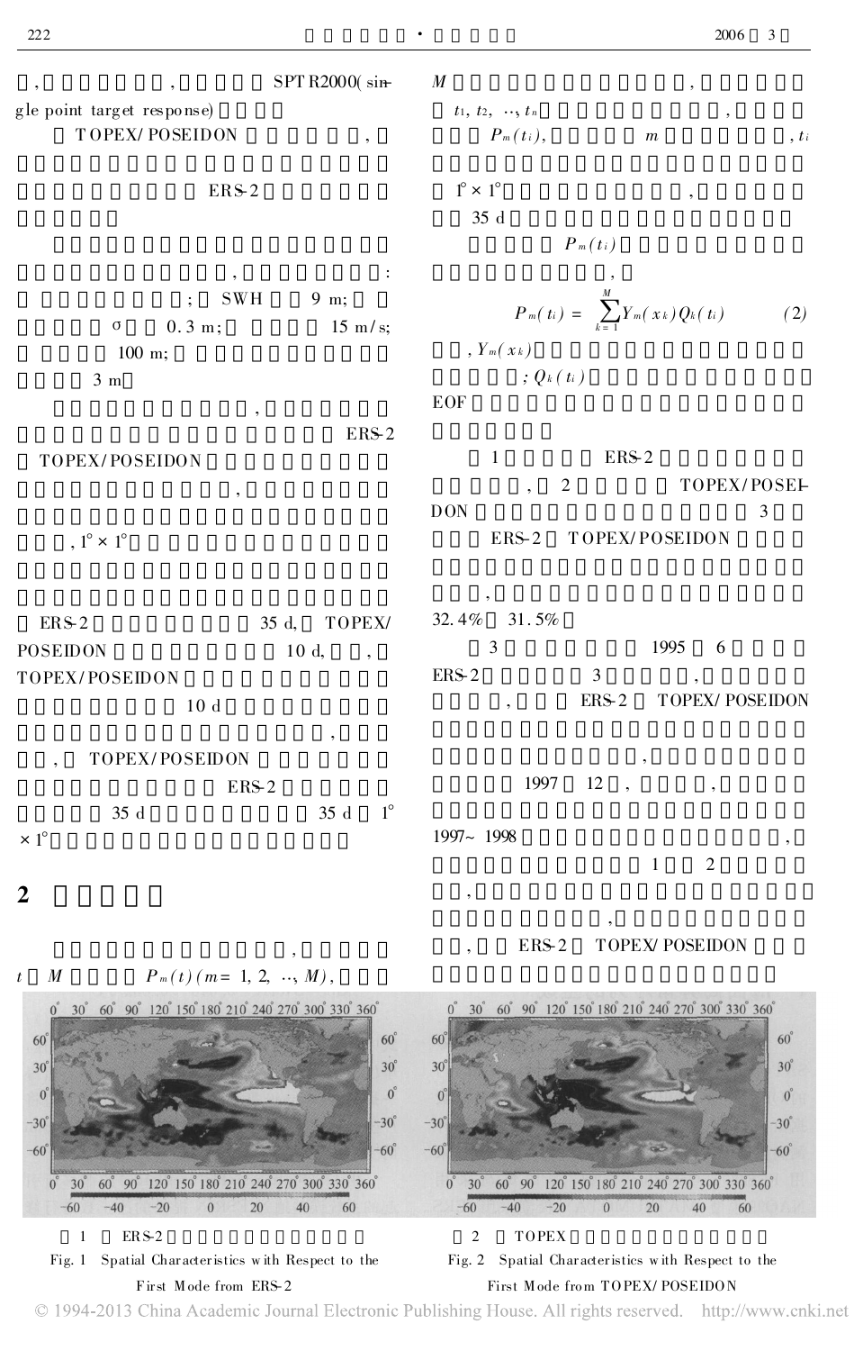，，SPTR2000( single point target response)

TOPEX/POSEIDON，

ERS-2

，:

；SWH 9 m；

σ 0.3 m；15 m/s；

100 m；

3 m

，

ERS-2

TOPEX/POSEIDON

，

，1°×1°

ERS-2 35 d，TOPEX/POSEIDON 10 d，，

TOPEX/POSEIDON

10 d

，

，TOPEX/POSEIDON

ERS-2

35 d 35 d 1°×1°

## 2

，

$t$ $M$ $P_m(t)$ $(m = 1, 2, \cdots, M)$，

$M$，

$t_1, t_2, \cdots, t_n$，

$P_m(t_i)$，$m$，$t_i$

1°×1°，

35 d

$P_m(t_i)$

，

$$P_m(t_i) = \sum_{k=1}^{M} Y_m(x_k) Q_k(t_i) \qquad (2)$$

，$Y_m(x_k)$

；$Q_k(t_i)$

EOF

1 ERS-2

，2 TOPEX/POSEIDON 3

ERS-2 TOPEX/POSEIDON

，

32.4% 31.5%

3 1995 6

ERS-2 3，

，ERS-2 TOPEX/POSEIDON

，

1997 12，，

1997～1998，

1 2

，

，

，ERS-2 TOPEX/POSEIDON

1 ERS-2

Fig. 1 Spatial Characteristics with Respect to the First Mode from ERS-2

2 TOPEX

Fig. 2 Spatial Characteristics with Respect to the First Mode from TOPEX/POSEIDON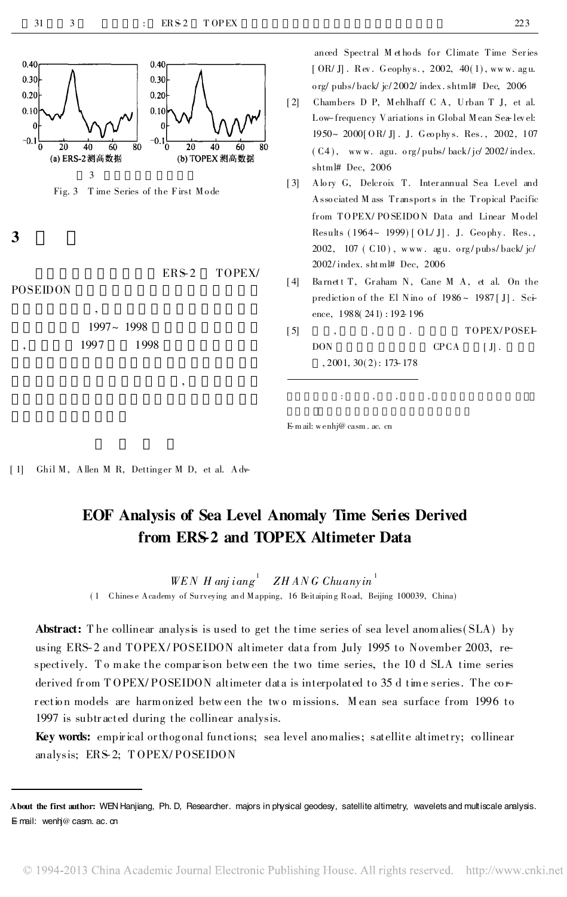0.40
0.30
0.20
0.10
0
-0.1
0 20 40 60 80
(a) ERS-2测高数据

0.40
0.30
0.20
0.10
0
-0.1
0 20 40 60 80
(b) TOPEX 测高数据

3

Fig. 3 Time Series of the First Mode

## 3

ERS-2 TOPEX/POSEIDON

,

1997~ 1998

, 1997 1998

,

[1] Ghil M, Allen M R, Dettinger M D, et al. Advanced Spectral Methods for Climate Time Series [OR/J]. Rev. Geophys., 2002, 40(1), www.agu.org/pubs/back/jc/2002/index.shtml# Dec, 2006

[2] Chambers D P, Mehlhaff C A, Urban T J, et al. Low-frequency Variations in Global Mean Sea-level: 1950~ 2000[OR/J]. J. Geophys. Res., 2002, 107 (C4), www.agu.org/pubs/back/jc/2002/index.shtml# Dec, 2006

[3] Alory G, Delcroix T. Interannual Sea Level and Associated Mass Transports in the Tropical Pacific from TOPEX/POSEIDON Data and Linear Model Results (1964~ 1999)[OL/J]. J. Geophy. Res., 2002, 107 (C10), www.agu.org/pubs/back/jc/2002/index.shtml# Dec, 2006

[4] Barnett T, Graham N, Cane M A, et al. On the prediction of the El Nino of 1986~ 1987[J]. Science, 1988(241): 192-196

[5] , , . TOPEX/POSEIDON CPCA [J]. , 2001, 30(2): 173-178

: , , ,

E-mail: wenhj@casm.ac.cn

# EOF Analysis of Sea Level Anomaly Time Series Derived from ERS-2 and TOPEX Altimeter Data

*WEN Hanjiang*[1] *ZHANG Chuanyin*[1]

(1 Chinese Academy of Surveying and Mapping, 16 Beitaiping Road, Beijing 100039, China)

**Abstract:** The collinear analysis is used to get the time series of sea level anomalies(SLA) by using ERS-2 and TOPEX/POSEIDON altimeter data from July 1995 to November 2003, respectively. To make the comparison between the two time series, the 10 d SLA time series derived from TOPEX/POSEIDON altimeter data is interpolated to 35 d time series. The correction models are harmonized between the two missions. Mean sea surface from 1996 to 1997 is subtracted during the collinear analysis.

**Key words:** empirical orthogonal functions; sea level anomalies; satellite altimetry; collinear analysis; ERS-2; TOPEX/POSEIDON

**About the first author:** WEN Hanjiang, Ph. D, Researcher. majors in physical geodesy, satellite altimetry, wavelets and multiscale analysis.
E-mail: wenhj@casm.ac.cn